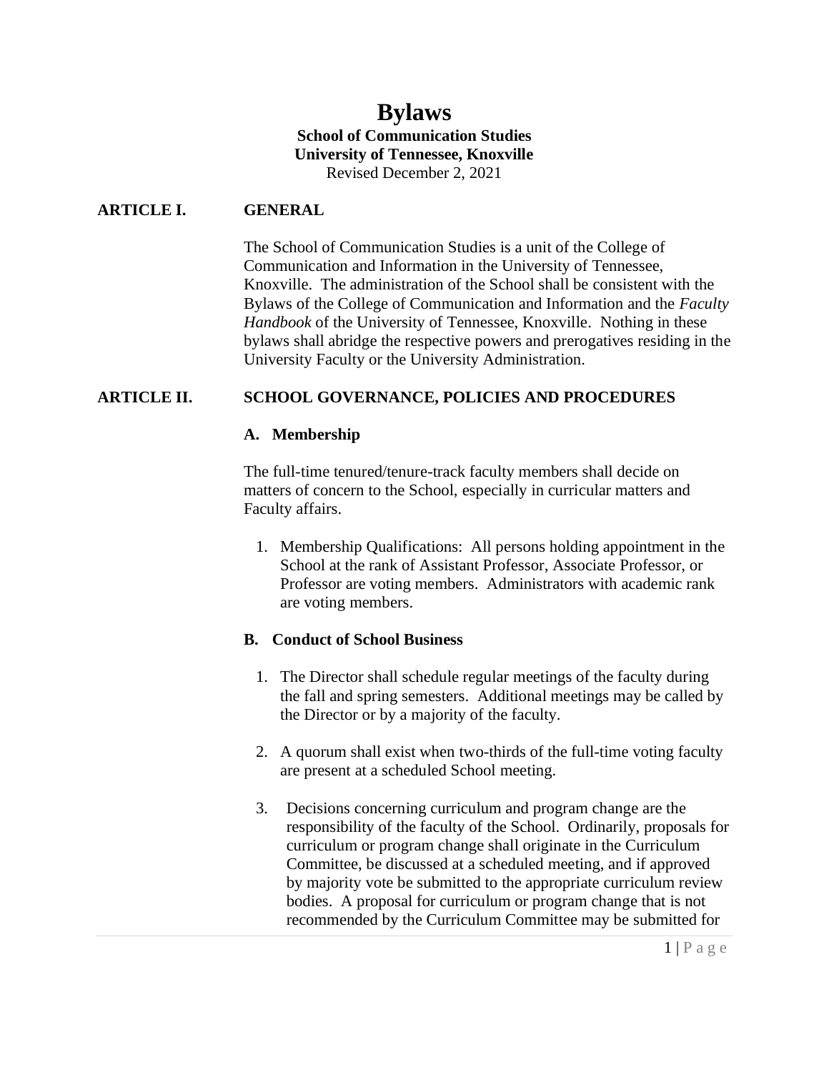# Bylaws

**School of Communication Studies**
**University of Tennessee, Knoxville**
Revised December 2, 2021

## ARTICLE I. GENERAL

The School of Communication Studies is a unit of the College of Communication and Information in the University of Tennessee, Knoxville. The administration of the School shall be consistent with the Bylaws of the College of Communication and Information and the *Faculty Handbook* of the University of Tennessee, Knoxville. Nothing in these bylaws shall abridge the respective powers and prerogatives residing in the University Faculty or the University Administration.

## ARTICLE II. SCHOOL GOVERNANCE, POLICIES AND PROCEDURES

### A. Membership

The full-time tenured/tenure-track faculty members shall decide on matters of concern to the School, especially in curricular matters and Faculty affairs.

1. Membership Qualifications: All persons holding appointment in the School at the rank of Assistant Professor, Associate Professor, or Professor are voting members. Administrators with academic rank are voting members.

### B. Conduct of School Business

1. The Director shall schedule regular meetings of the faculty during the fall and spring semesters. Additional meetings may be called by the Director or by a majority of the faculty.

2. A quorum shall exist when two-thirds of the full-time voting faculty are present at a scheduled School meeting.

3. Decisions concerning curriculum and program change are the responsibility of the faculty of the School. Ordinarily, proposals for curriculum or program change shall originate in the Curriculum Committee, be discussed at a scheduled meeting, and if approved by majority vote be submitted to the appropriate curriculum review bodies. A proposal for curriculum or program change that is not recommended by the Curriculum Committee may be submitted for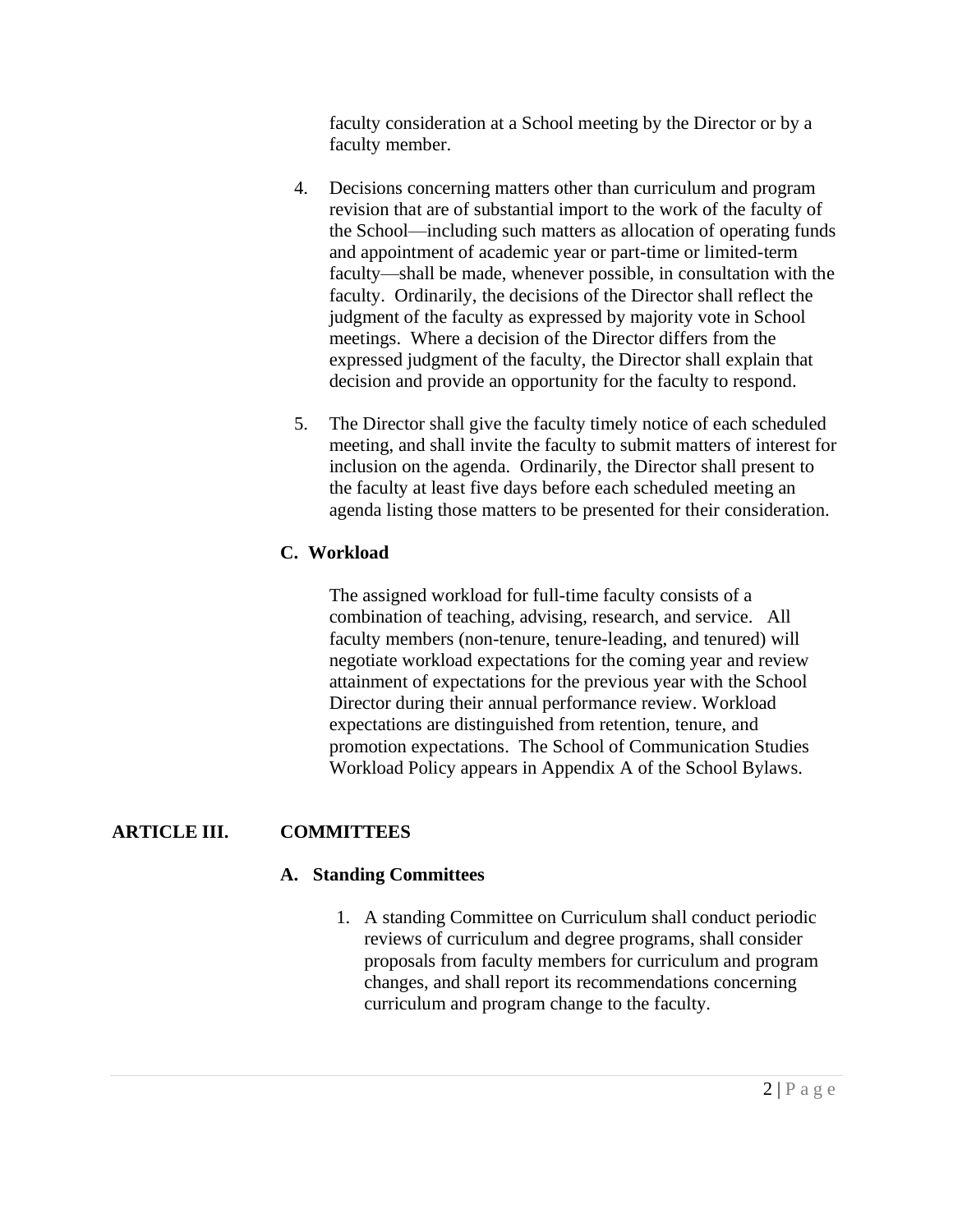faculty consideration at a School meeting by the Director or by a faculty member.

4. Decisions concerning matters other than curriculum and program revision that are of substantial import to the work of the faculty of the School—including such matters as allocation of operating funds and appointment of academic year or part-time or limited-term faculty—shall be made, whenever possible, in consultation with the faculty. Ordinarily, the decisions of the Director shall reflect the judgment of the faculty as expressed by majority vote in School meetings. Where a decision of the Director differs from the expressed judgment of the faculty, the Director shall explain that decision and provide an opportunity for the faculty to respond.

5. The Director shall give the faculty timely notice of each scheduled meeting, and shall invite the faculty to submit matters of interest for inclusion on the agenda. Ordinarily, the Director shall present to the faculty at least five days before each scheduled meeting an agenda listing those matters to be presented for their consideration.

### C. Workload

The assigned workload for full-time faculty consists of a combination of teaching, advising, research, and service. All faculty members (non-tenure, tenure-leading, and tenured) will negotiate workload expectations for the coming year and review attainment of expectations for the previous year with the School Director during their annual performance review. Workload expectations are distinguished from retention, tenure, and promotion expectations. The School of Communication Studies Workload Policy appears in Appendix A of the School Bylaws.

## ARTICLE III. COMMITTEES

### A. Standing Committees

1. A standing Committee on Curriculum shall conduct periodic reviews of curriculum and degree programs, shall consider proposals from faculty members for curriculum and program changes, and shall report its recommendations concerning curriculum and program change to the faculty.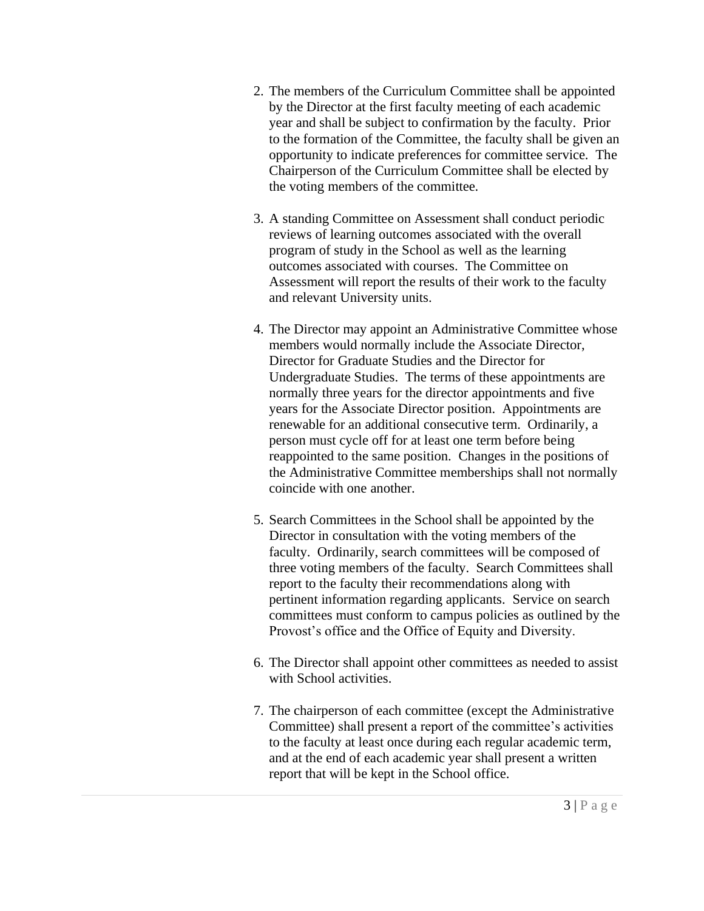2. The members of the Curriculum Committee shall be appointed by the Director at the first faculty meeting of each academic year and shall be subject to confirmation by the faculty. Prior to the formation of the Committee, the faculty shall be given an opportunity to indicate preferences for committee service. The Chairperson of the Curriculum Committee shall be elected by the voting members of the committee.

3. A standing Committee on Assessment shall conduct periodic reviews of learning outcomes associated with the overall program of study in the School as well as the learning outcomes associated with courses. The Committee on Assessment will report the results of their work to the faculty and relevant University units.

4. The Director may appoint an Administrative Committee whose members would normally include the Associate Director, Director for Graduate Studies and the Director for Undergraduate Studies. The terms of these appointments are normally three years for the director appointments and five years for the Associate Director position. Appointments are renewable for an additional consecutive term. Ordinarily, a person must cycle off for at least one term before being reappointed to the same position. Changes in the positions of the Administrative Committee memberships shall not normally coincide with one another.

5. Search Committees in the School shall be appointed by the Director in consultation with the voting members of the faculty. Ordinarily, search committees will be composed of three voting members of the faculty. Search Committees shall report to the faculty their recommendations along with pertinent information regarding applicants. Service on search committees must conform to campus policies as outlined by the Provost's office and the Office of Equity and Diversity.

6. The Director shall appoint other committees as needed to assist with School activities.

7. The chairperson of each committee (except the Administrative Committee) shall present a report of the committee's activities to the faculty at least once during each regular academic term, and at the end of each academic year shall present a written report that will be kept in the School office.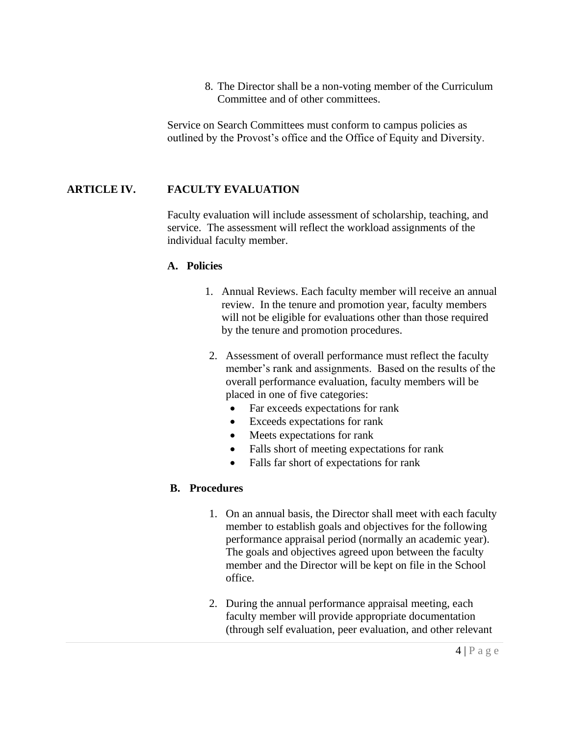8. The Director shall be a non-voting member of the Curriculum Committee and of other committees.

Service on Search Committees must conform to campus policies as outlined by the Provost's office and the Office of Equity and Diversity.

## ARTICLE IV. FACULTY EVALUATION

Faculty evaluation will include assessment of scholarship, teaching, and service. The assessment will reflect the workload assignments of the individual faculty member.

### A. Policies

1. Annual Reviews. Each faculty member will receive an annual review. In the tenure and promotion year, faculty members will not be eligible for evaluations other than those required by the tenure and promotion procedures.

2. Assessment of overall performance must reflect the faculty member's rank and assignments. Based on the results of the overall performance evaluation, faculty members will be placed in one of five categories:
   - Far exceeds expectations for rank
   - Exceeds expectations for rank
   - Meets expectations for rank
   - Falls short of meeting expectations for rank
   - Falls far short of expectations for rank

### B. Procedures

1. On an annual basis, the Director shall meet with each faculty member to establish goals and objectives for the following performance appraisal period (normally an academic year). The goals and objectives agreed upon between the faculty member and the Director will be kept on file in the School office.

2. During the annual performance appraisal meeting, each faculty member will provide appropriate documentation (through self evaluation, peer evaluation, and other relevant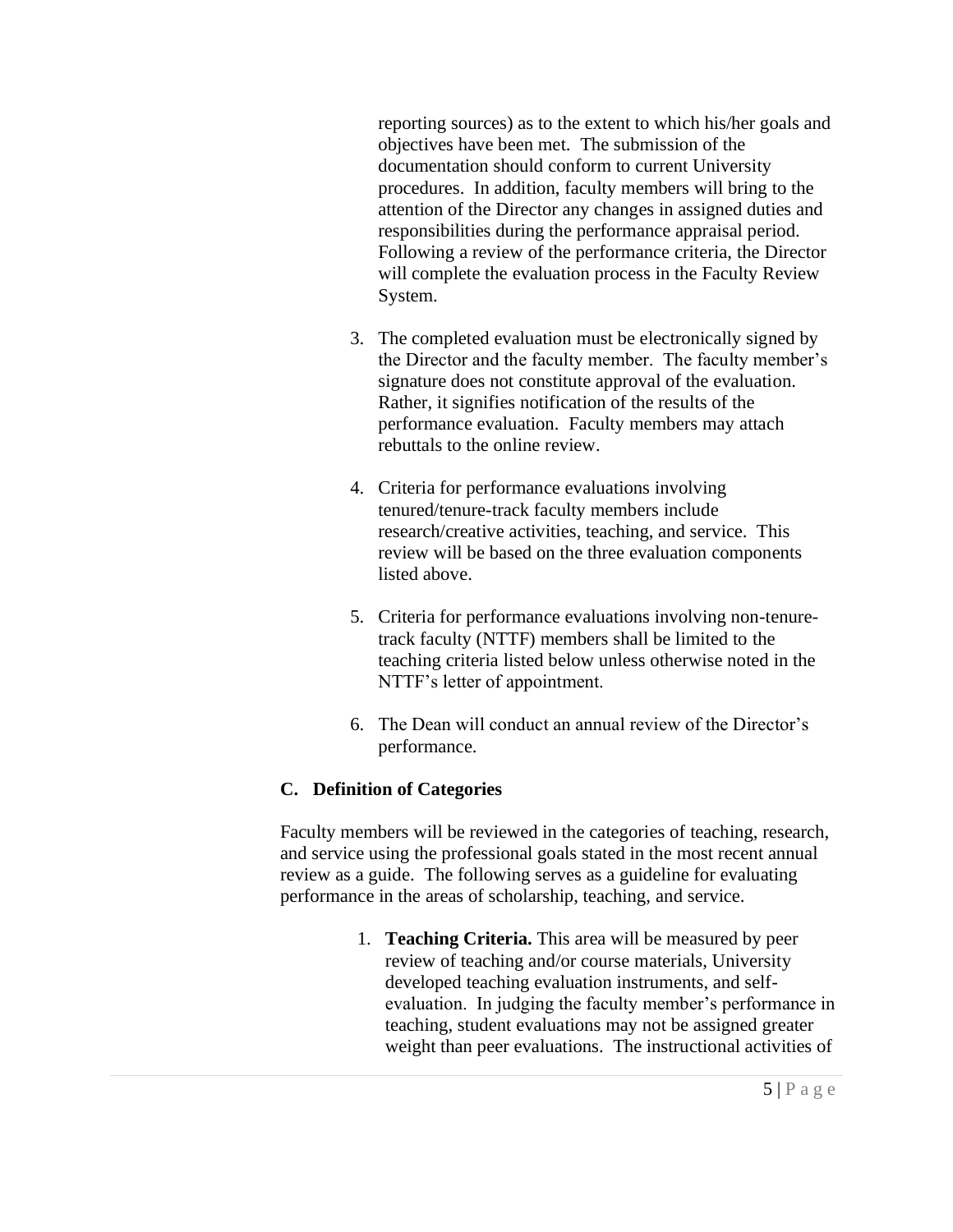reporting sources) as to the extent to which his/her goals and objectives have been met. The submission of the documentation should conform to current University procedures. In addition, faculty members will bring to the attention of the Director any changes in assigned duties and responsibilities during the performance appraisal period. Following a review of the performance criteria, the Director will complete the evaluation process in the Faculty Review System.

3. The completed evaluation must be electronically signed by the Director and the faculty member. The faculty member's signature does not constitute approval of the evaluation. Rather, it signifies notification of the results of the performance evaluation. Faculty members may attach rebuttals to the online review.

4. Criteria for performance evaluations involving tenured/tenure-track faculty members include research/creative activities, teaching, and service. This review will be based on the three evaluation components listed above.

5. Criteria for performance evaluations involving non-tenure-track faculty (NTTF) members shall be limited to the teaching criteria listed below unless otherwise noted in the NTTF's letter of appointment.

6. The Dean will conduct an annual review of the Director's performance.

### C. Definition of Categories

Faculty members will be reviewed in the categories of teaching, research, and service using the professional goals stated in the most recent annual review as a guide. The following serves as a guideline for evaluating performance in the areas of scholarship, teaching, and service.

1. **Teaching Criteria.** This area will be measured by peer review of teaching and/or course materials, University developed teaching evaluation instruments, and self-evaluation. In judging the faculty member's performance in teaching, student evaluations may not be assigned greater weight than peer evaluations. The instructional activities of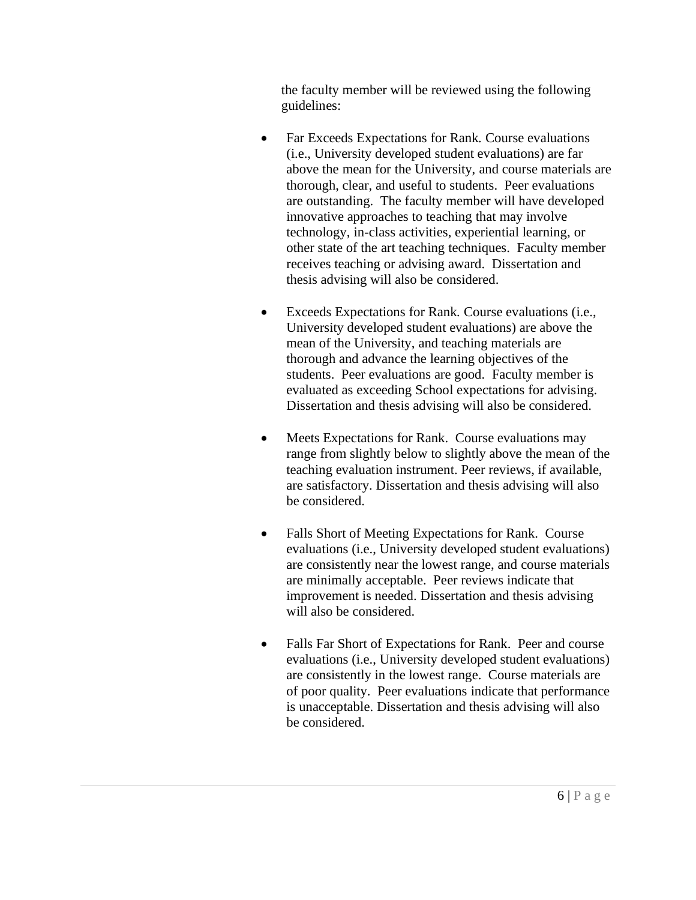the faculty member will be reviewed using the following guidelines:

- Far Exceeds Expectations for Rank. Course evaluations (i.e., University developed student evaluations) are far above the mean for the University, and course materials are thorough, clear, and useful to students. Peer evaluations are outstanding. The faculty member will have developed innovative approaches to teaching that may involve technology, in-class activities, experiential learning, or other state of the art teaching techniques. Faculty member receives teaching or advising award. Dissertation and thesis advising will also be considered.

- Exceeds Expectations for Rank. Course evaluations (i.e., University developed student evaluations) are above the mean of the University, and teaching materials are thorough and advance the learning objectives of the students. Peer evaluations are good. Faculty member is evaluated as exceeding School expectations for advising. Dissertation and thesis advising will also be considered.

- Meets Expectations for Rank. Course evaluations may range from slightly below to slightly above the mean of the teaching evaluation instrument. Peer reviews, if available, are satisfactory. Dissertation and thesis advising will also be considered.

- Falls Short of Meeting Expectations for Rank. Course evaluations (i.e., University developed student evaluations) are consistently near the lowest range, and course materials are minimally acceptable. Peer reviews indicate that improvement is needed. Dissertation and thesis advising will also be considered.

- Falls Far Short of Expectations for Rank. Peer and course evaluations (i.e., University developed student evaluations) are consistently in the lowest range. Course materials are of poor quality. Peer evaluations indicate that performance is unacceptable. Dissertation and thesis advising will also be considered.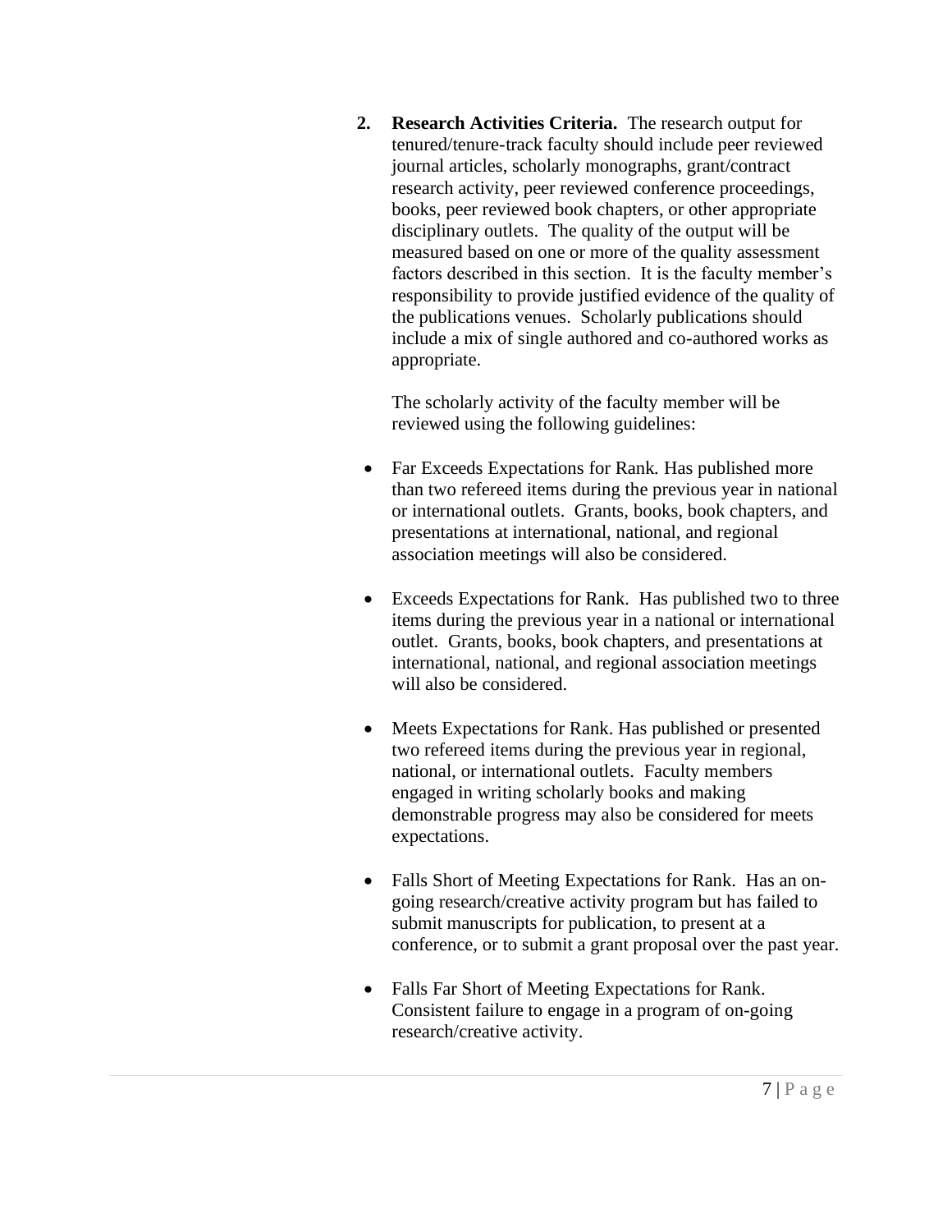2. **Research Activities Criteria.** The research output for tenured/tenure-track faculty should include peer reviewed journal articles, scholarly monographs, grant/contract research activity, peer reviewed conference proceedings, books, peer reviewed book chapters, or other appropriate disciplinary outlets. The quality of the output will be measured based on one or more of the quality assessment factors described in this section. It is the faculty member's responsibility to provide justified evidence of the quality of the publications venues. Scholarly publications should include a mix of single authored and co-authored works as appropriate.

   The scholarly activity of the faculty member will be reviewed using the following guidelines:

- Far Exceeds Expectations for Rank. Has published more than two refereed items during the previous year in national or international outlets. Grants, books, book chapters, and presentations at international, national, and regional association meetings will also be considered.

- Exceeds Expectations for Rank. Has published two to three items during the previous year in a national or international outlet. Grants, books, book chapters, and presentations at international, national, and regional association meetings will also be considered.

- Meets Expectations for Rank. Has published or presented two refereed items during the previous year in regional, national, or international outlets. Faculty members engaged in writing scholarly books and making demonstrable progress may also be considered for meets expectations.

- Falls Short of Meeting Expectations for Rank. Has an on-going research/creative activity program but has failed to submit manuscripts for publication, to present at a conference, or to submit a grant proposal over the past year.

- Falls Far Short of Meeting Expectations for Rank. Consistent failure to engage in a program of on-going research/creative activity.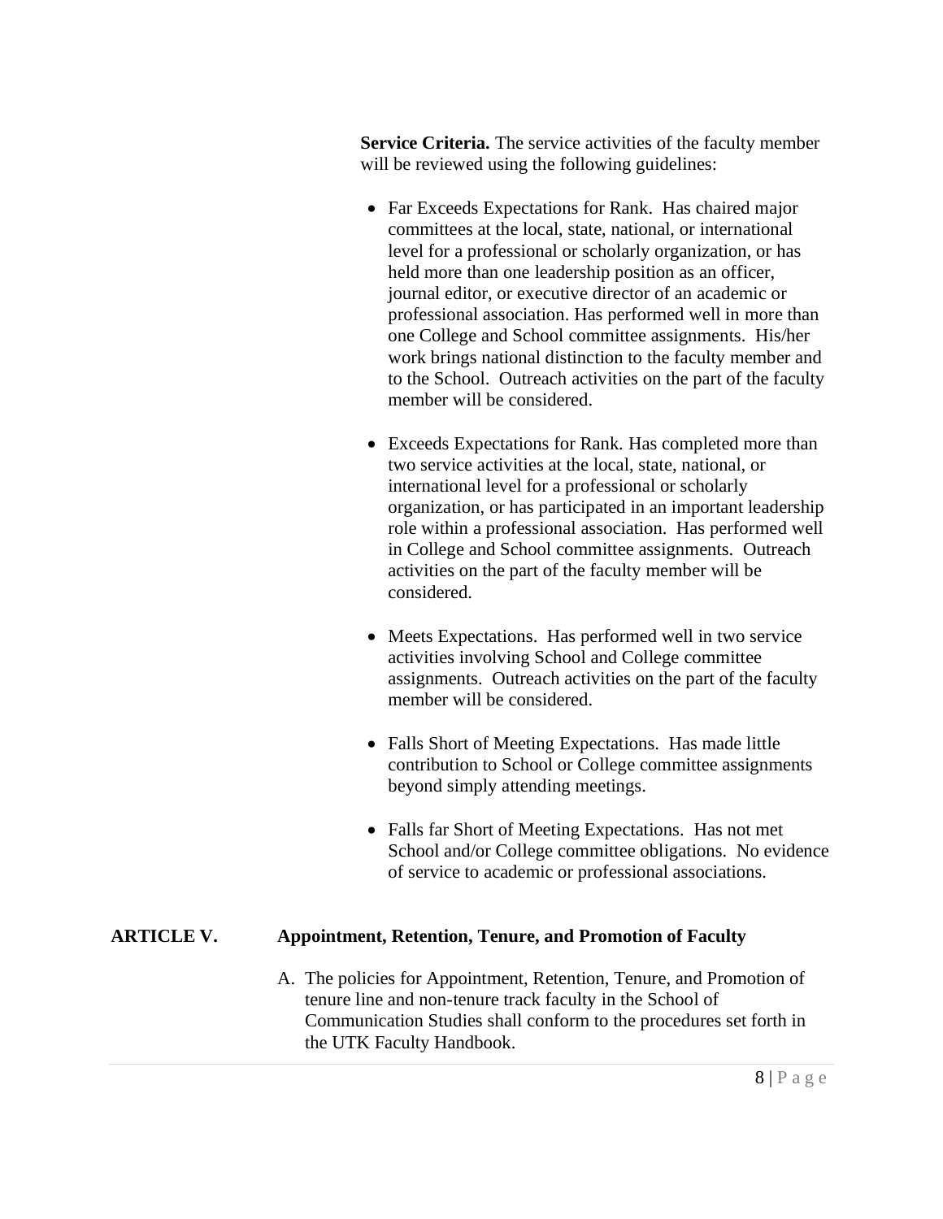**Service Criteria.** The service activities of the faculty member will be reviewed using the following guidelines:

- Far Exceeds Expectations for Rank. Has chaired major committees at the local, state, national, or international level for a professional or scholarly organization, or has held more than one leadership position as an officer, journal editor, or executive director of an academic or professional association. Has performed well in more than one College and School committee assignments. His/her work brings national distinction to the faculty member and to the School. Outreach activities on the part of the faculty member will be considered.

- Exceeds Expectations for Rank. Has completed more than two service activities at the local, state, national, or international level for a professional or scholarly organization, or has participated in an important leadership role within a professional association. Has performed well in College and School committee assignments. Outreach activities on the part of the faculty member will be considered.

- Meets Expectations. Has performed well in two service activities involving School and College committee assignments. Outreach activities on the part of the faculty member will be considered.

- Falls Short of Meeting Expectations. Has made little contribution to School or College committee assignments beyond simply attending meetings.

- Falls far Short of Meeting Expectations. Has not met School and/or College committee obligations. No evidence of service to academic or professional associations.

## ARTICLE V. Appointment, Retention, Tenure, and Promotion of Faculty

A. The policies for Appointment, Retention, Tenure, and Promotion of tenure line and non-tenure track faculty in the School of Communication Studies shall conform to the procedures set forth in the UTK Faculty Handbook.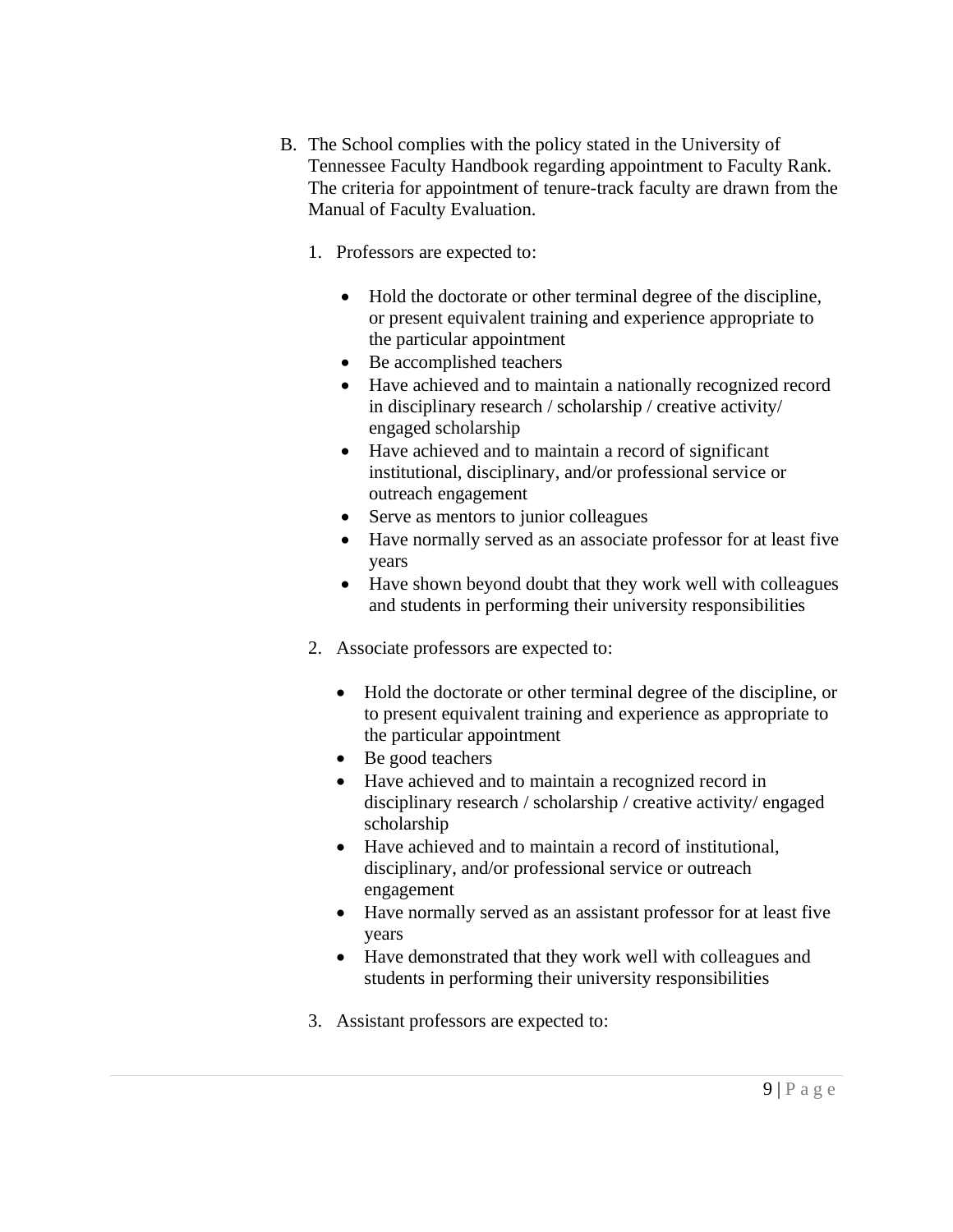B. The School complies with the policy stated in the University of Tennessee Faculty Handbook regarding appointment to Faculty Rank. The criteria for appointment of tenure-track faculty are drawn from the Manual of Faculty Evaluation.

1. Professors are expected to:

    - Hold the doctorate or other terminal degree of the discipline, or present equivalent training and experience appropriate to the particular appointment
    - Be accomplished teachers
    - Have achieved and to maintain a nationally recognized record in disciplinary research / scholarship / creative activity/ engaged scholarship
    - Have achieved and to maintain a record of significant institutional, disciplinary, and/or professional service or outreach engagement
    - Serve as mentors to junior colleagues
    - Have normally served as an associate professor for at least five years
    - Have shown beyond doubt that they work well with colleagues and students in performing their university responsibilities

2. Associate professors are expected to:

    - Hold the doctorate or other terminal degree of the discipline, or to present equivalent training and experience as appropriate to the particular appointment
    - Be good teachers
    - Have achieved and to maintain a recognized record in disciplinary research / scholarship / creative activity/ engaged scholarship
    - Have achieved and to maintain a record of institutional, disciplinary, and/or professional service or outreach engagement
    - Have normally served as an assistant professor for at least five years
    - Have demonstrated that they work well with colleagues and students in performing their university responsibilities

3. Assistant professors are expected to: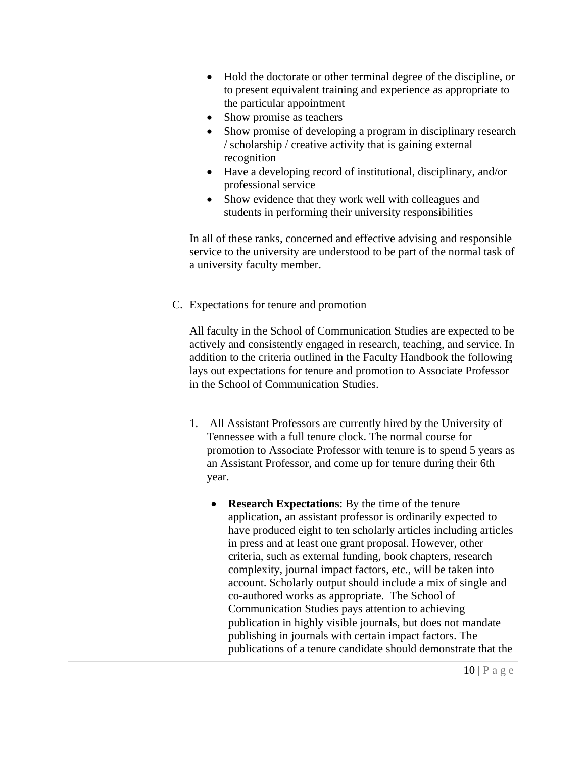- Hold the doctorate or other terminal degree of the discipline, or to present equivalent training and experience as appropriate to the particular appointment
- Show promise as teachers
- Show promise of developing a program in disciplinary research / scholarship / creative activity that is gaining external recognition
- Have a developing record of institutional, disciplinary, and/or professional service
- Show evidence that they work well with colleagues and students in performing their university responsibilities

In all of these ranks, concerned and effective advising and responsible service to the university are understood to be part of the normal task of a university faculty member.

C. Expectations for tenure and promotion

All faculty in the School of Communication Studies are expected to be actively and consistently engaged in research, teaching, and service. In addition to the criteria outlined in the Faculty Handbook the following lays out expectations for tenure and promotion to Associate Professor in the School of Communication Studies.

1. All Assistant Professors are currently hired by the University of Tennessee with a full tenure clock. The normal course for promotion to Associate Professor with tenure is to spend 5 years as an Assistant Professor, and come up for tenure during their 6th year.

   - **Research Expectations**: By the time of the tenure application, an assistant professor is ordinarily expected to have produced eight to ten scholarly articles including articles in press and at least one grant proposal. However, other criteria, such as external funding, book chapters, research complexity, journal impact factors, etc., will be taken into account. Scholarly output should include a mix of single and co-authored works as appropriate. The School of Communication Studies pays attention to achieving publication in highly visible journals, but does not mandate publishing in journals with certain impact factors. The publications of a tenure candidate should demonstrate that the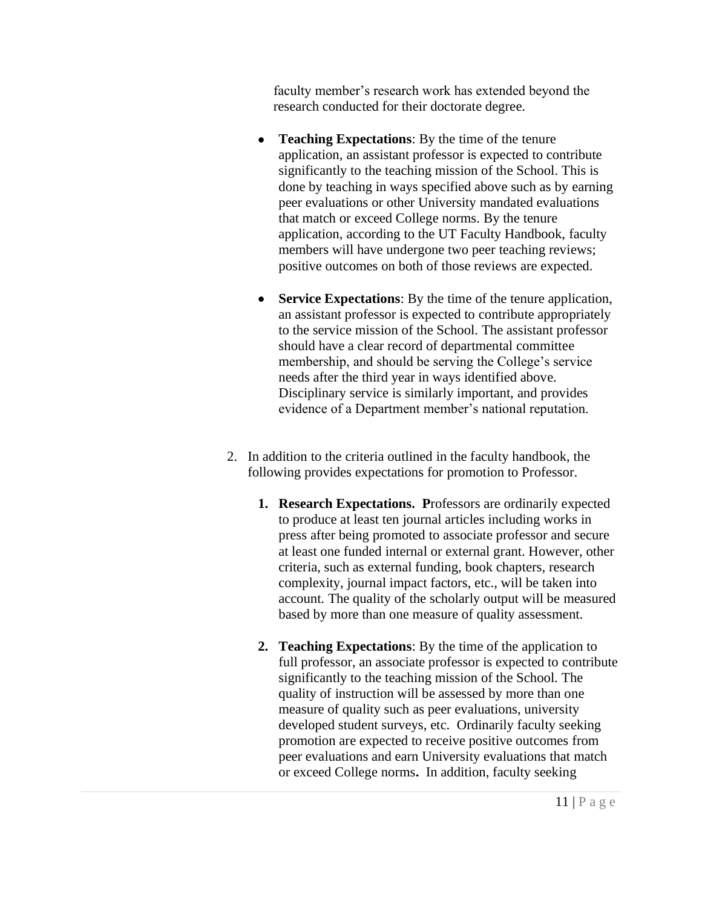faculty member's research work has extended beyond the research conducted for their doctorate degree.

- **Teaching Expectations**: By the time of the tenure application, an assistant professor is expected to contribute significantly to the teaching mission of the School. This is done by teaching in ways specified above such as by earning peer evaluations or other University mandated evaluations that match or exceed College norms. By the tenure application, according to the UT Faculty Handbook, faculty members will have undergone two peer teaching reviews; positive outcomes on both of those reviews are expected.

- **Service Expectations**: By the time of the tenure application, an assistant professor is expected to contribute appropriately to the service mission of the School. The assistant professor should have a clear record of departmental committee membership, and should be serving the College's service needs after the third year in ways identified above. Disciplinary service is similarly important, and provides evidence of a Department member's national reputation.

2. In addition to the criteria outlined in the faculty handbook, the following provides expectations for promotion to Professor.

   1. **Research Expectations. P**rofessors are ordinarily expected to produce at least ten journal articles including works in press after being promoted to associate professor and secure at least one funded internal or external grant. However, other criteria, such as external funding, book chapters, research complexity, journal impact factors, etc., will be taken into account. The quality of the scholarly output will be measured based by more than one measure of quality assessment.

   2. **Teaching Expectations**: By the time of the application to full professor, an associate professor is expected to contribute significantly to the teaching mission of the School. The quality of instruction will be assessed by more than one measure of quality such as peer evaluations, university developed student surveys, etc. Ordinarily faculty seeking promotion are expected to receive positive outcomes from peer evaluations and earn University evaluations that match or exceed College norms**.** In addition, faculty seeking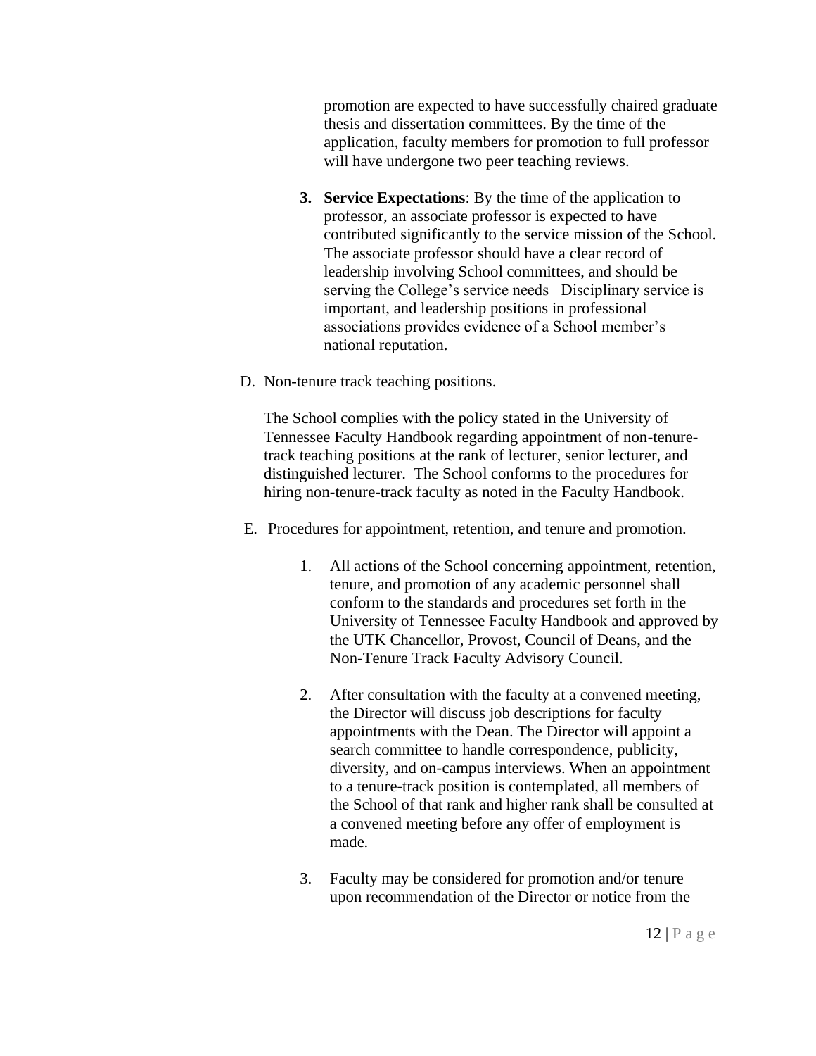promotion are expected to have successfully chaired graduate thesis and dissertation committees. By the time of the application, faculty members for promotion to full professor will have undergone two peer teaching reviews.

3. **Service Expectations**: By the time of the application to professor, an associate professor is expected to have contributed significantly to the service mission of the School. The associate professor should have a clear record of leadership involving School committees, and should be serving the College's service needs   Disciplinary service is important, and leadership positions in professional associations provides evidence of a School member's national reputation.

D. Non-tenure track teaching positions.

The School complies with the policy stated in the University of Tennessee Faculty Handbook regarding appointment of non-tenure-track teaching positions at the rank of lecturer, senior lecturer, and distinguished lecturer. The School conforms to the procedures for hiring non-tenure-track faculty as noted in the Faculty Handbook.

E. Procedures for appointment, retention, and tenure and promotion.

1. All actions of the School concerning appointment, retention, tenure, and promotion of any academic personnel shall conform to the standards and procedures set forth in the University of Tennessee Faculty Handbook and approved by the UTK Chancellor, Provost, Council of Deans, and the Non-Tenure Track Faculty Advisory Council.

2. After consultation with the faculty at a convened meeting, the Director will discuss job descriptions for faculty appointments with the Dean. The Director will appoint a search committee to handle correspondence, publicity, diversity, and on-campus interviews. When an appointment to a tenure-track position is contemplated, all members of the School of that rank and higher rank shall be consulted at a convened meeting before any offer of employment is made.

3. Faculty may be considered for promotion and/or tenure upon recommendation of the Director or notice from the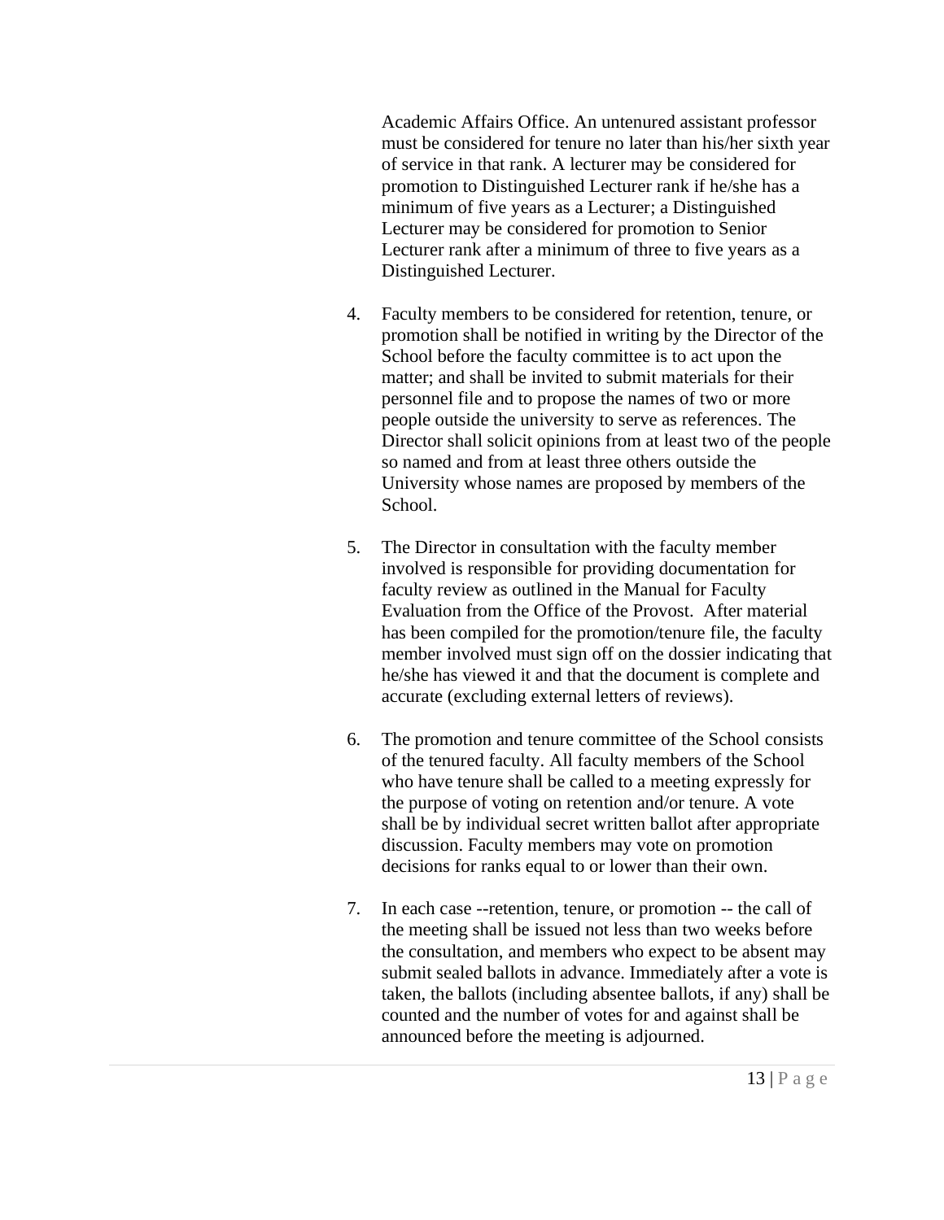Academic Affairs Office. An untenured assistant professor must be considered for tenure no later than his/her sixth year of service in that rank. A lecturer may be considered for promotion to Distinguished Lecturer rank if he/she has a minimum of five years as a Lecturer; a Distinguished Lecturer may be considered for promotion to Senior Lecturer rank after a minimum of three to five years as a Distinguished Lecturer.

4. Faculty members to be considered for retention, tenure, or promotion shall be notified in writing by the Director of the School before the faculty committee is to act upon the matter; and shall be invited to submit materials for their personnel file and to propose the names of two or more people outside the university to serve as references. The Director shall solicit opinions from at least two of the people so named and from at least three others outside the University whose names are proposed by members of the School.

5. The Director in consultation with the faculty member involved is responsible for providing documentation for faculty review as outlined in the Manual for Faculty Evaluation from the Office of the Provost. After material has been compiled for the promotion/tenure file, the faculty member involved must sign off on the dossier indicating that he/she has viewed it and that the document is complete and accurate (excluding external letters of reviews).

6. The promotion and tenure committee of the School consists of the tenured faculty. All faculty members of the School who have tenure shall be called to a meeting expressly for the purpose of voting on retention and/or tenure. A vote shall be by individual secret written ballot after appropriate discussion. Faculty members may vote on promotion decisions for ranks equal to or lower than their own.

7. In each case --retention, tenure, or promotion -- the call of the meeting shall be issued not less than two weeks before the consultation, and members who expect to be absent may submit sealed ballots in advance. Immediately after a vote is taken, the ballots (including absentee ballots, if any) shall be counted and the number of votes for and against shall be announced before the meeting is adjourned.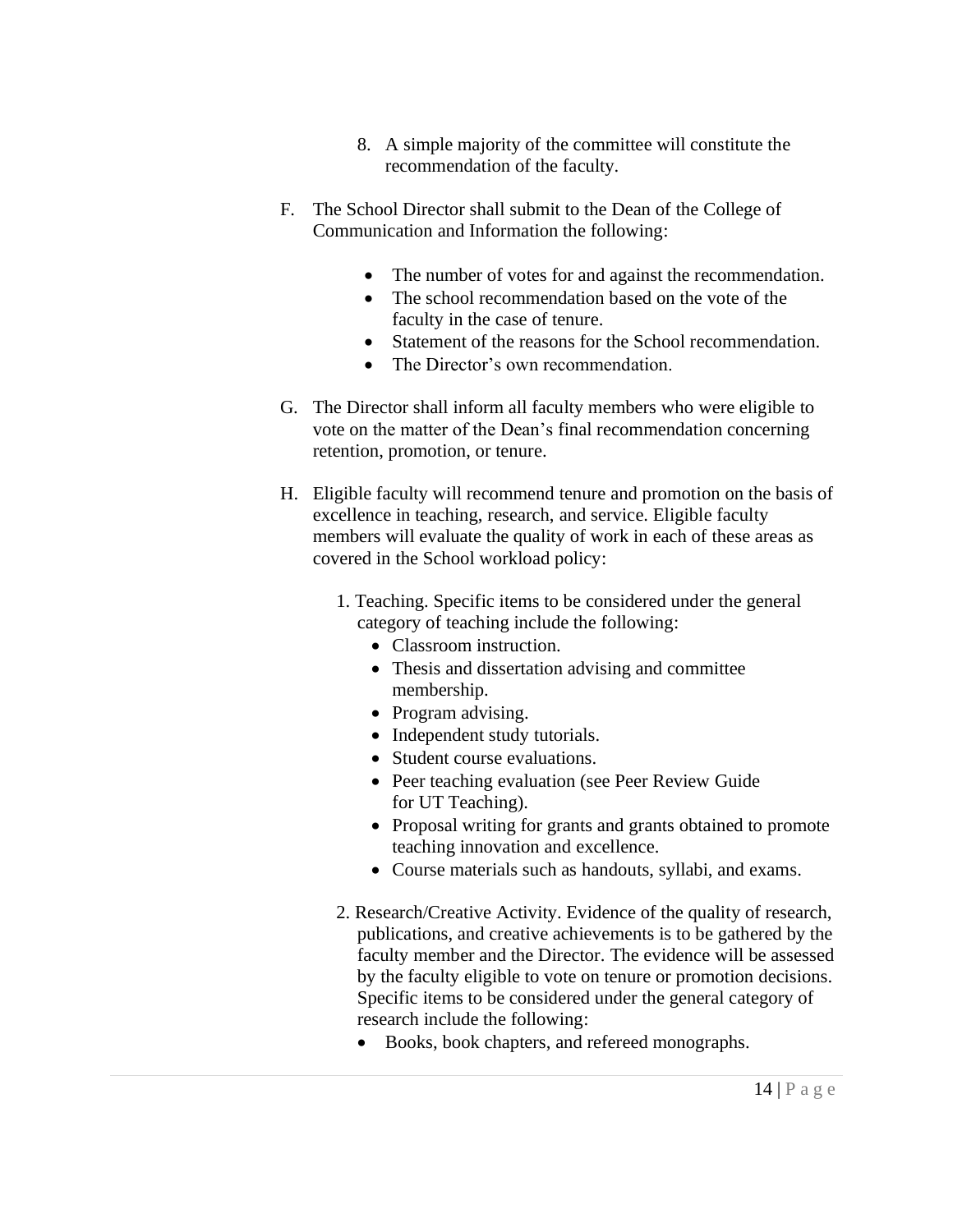8. A simple majority of the committee will constitute the recommendation of the faculty.

F. The School Director shall submit to the Dean of the College of Communication and Information the following:

- The number of votes for and against the recommendation.
- The school recommendation based on the vote of the faculty in the case of tenure.
- Statement of the reasons for the School recommendation.
- The Director's own recommendation.

G. The Director shall inform all faculty members who were eligible to vote on the matter of the Dean's final recommendation concerning retention, promotion, or tenure.

H. Eligible faculty will recommend tenure and promotion on the basis of excellence in teaching, research, and service. Eligible faculty members will evaluate the quality of work in each of these areas as covered in the School workload policy:

1. Teaching. Specific items to be considered under the general category of teaching include the following:
   - Classroom instruction.
   - Thesis and dissertation advising and committee membership.
   - Program advising.
   - Independent study tutorials.
   - Student course evaluations.
   - Peer teaching evaluation (see Peer Review Guide for UT Teaching).
   - Proposal writing for grants and grants obtained to promote teaching innovation and excellence.
   - Course materials such as handouts, syllabi, and exams.

2. Research/Creative Activity. Evidence of the quality of research, publications, and creative achievements is to be gathered by the faculty member and the Director. The evidence will be assessed by the faculty eligible to vote on tenure or promotion decisions. Specific items to be considered under the general category of research include the following:
   - Books, book chapters, and refereed monographs.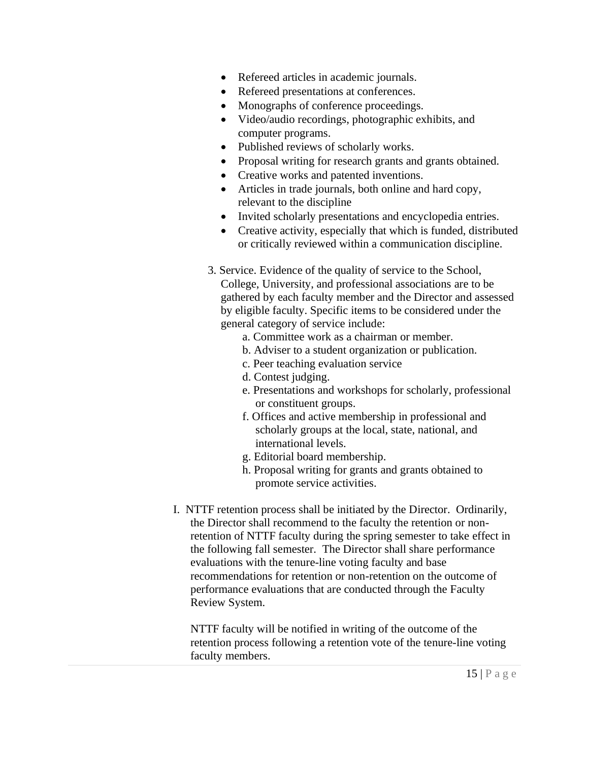- Refereed articles in academic journals.
- Refereed presentations at conferences.
- Monographs of conference proceedings.
- Video/audio recordings, photographic exhibits, and computer programs.
- Published reviews of scholarly works.
- Proposal writing for research grants and grants obtained.
- Creative works and patented inventions.
- Articles in trade journals, both online and hard copy, relevant to the discipline
- Invited scholarly presentations and encyclopedia entries.
- Creative activity, especially that which is funded, distributed or critically reviewed within a communication discipline.

3. Service. Evidence of the quality of service to the School, College, University, and professional associations are to be gathered by each faculty member and the Director and assessed by eligible faculty. Specific items to be considered under the general category of service include:
    a. Committee work as a chairman or member.
    b. Adviser to a student organization or publication.
    c. Peer teaching evaluation service
    d. Contest judging.
    e. Presentations and workshops for scholarly, professional or constituent groups.
    f. Offices and active membership in professional and scholarly groups at the local, state, national, and international levels.
    g. Editorial board membership.
    h. Proposal writing for grants and grants obtained to promote service activities.

I. NTTF retention process shall be initiated by the Director. Ordinarily, the Director shall recommend to the faculty the retention or non-retention of NTTF faculty during the spring semester to take effect in the following fall semester. The Director shall share performance evaluations with the tenure-line voting faculty and base recommendations for retention or non-retention on the outcome of performance evaluations that are conducted through the Faculty Review System.

   NTTF faculty will be notified in writing of the outcome of the retention process following a retention vote of the tenure-line voting faculty members.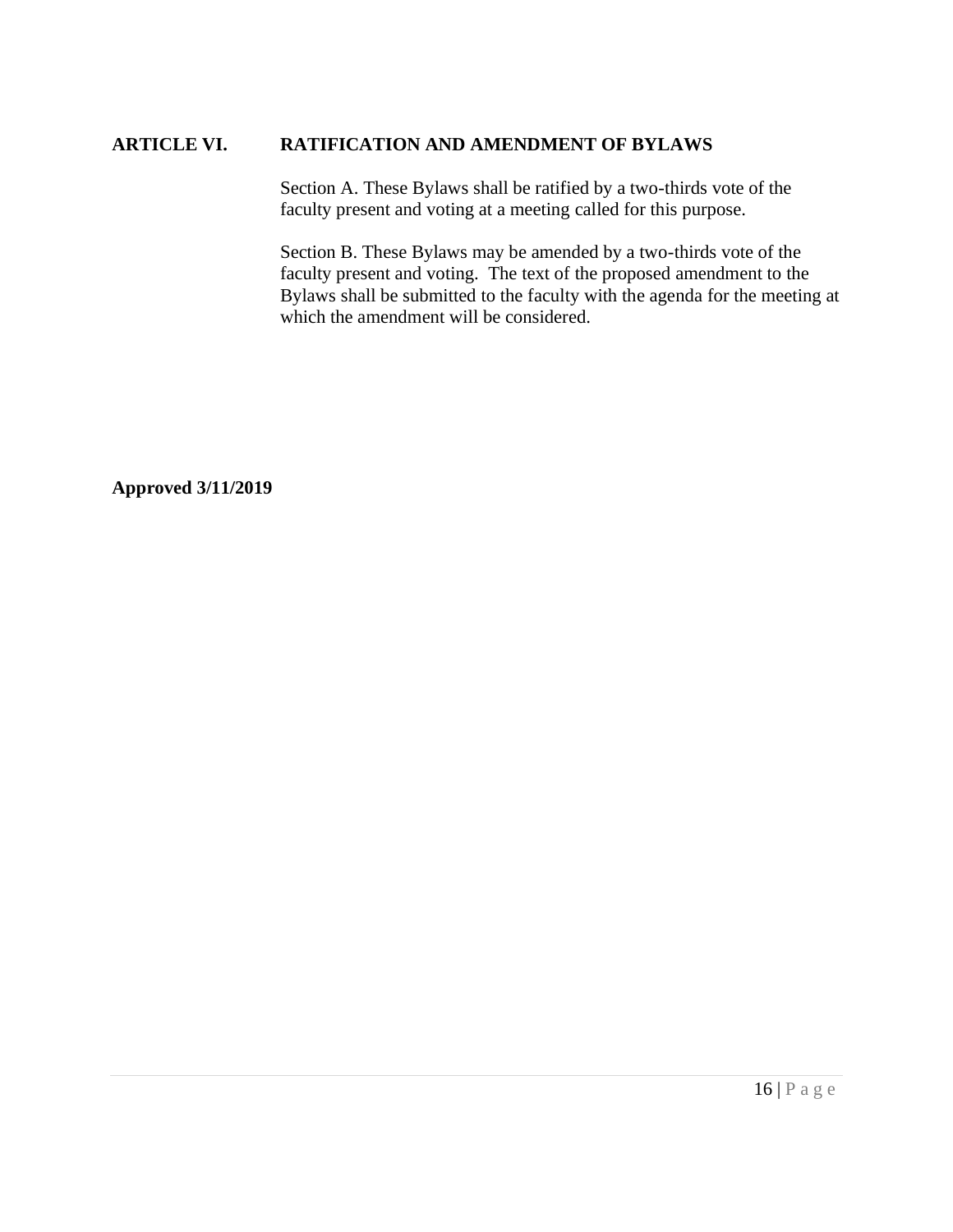## ARTICLE VI. RATIFICATION AND AMENDMENT OF BYLAWS

Section A. These Bylaws shall be ratified by a two-thirds vote of the faculty present and voting at a meeting called for this purpose.

Section B. These Bylaws may be amended by a two-thirds vote of the faculty present and voting. The text of the proposed amendment to the Bylaws shall be submitted to the faculty with the agenda for the meeting at which the amendment will be considered.

**Approved 3/11/2019**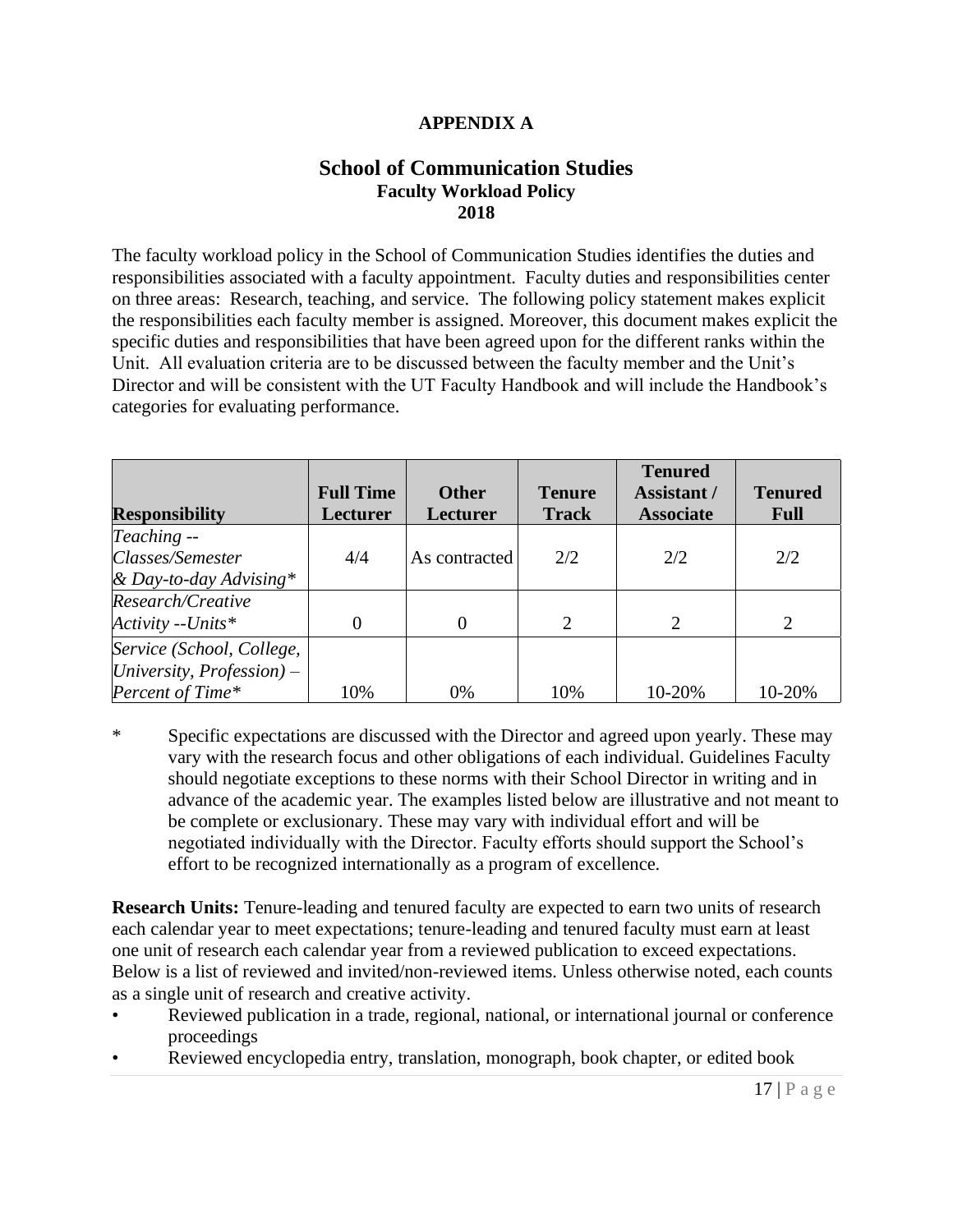**APPENDIX A**

## School of Communication Studies
### Faculty Workload Policy
### 2018

The faculty workload policy in the School of Communication Studies identifies the duties and responsibilities associated with a faculty appointment. Faculty duties and responsibilities center on three areas: Research, teaching, and service. The following policy statement makes explicit the responsibilities each faculty member is assigned. Moreover, this document makes explicit the specific duties and responsibilities that have been agreed upon for the different ranks within the Unit. All evaluation criteria are to be discussed between the faculty member and the Unit's Director and will be consistent with the UT Faculty Handbook and will include the Handbook's categories for evaluating performance.

| **Responsibility** | **Full Time Lecturer** | **Other Lecturer** | **Tenure Track** | **Tenured Assistant / Associate** | **Tenured Full** |
|---|---|---|---|---|---|
| *Teaching -- Classes/Semester & Day-to-day Advising** | 4/4 | As contracted | 2/2 | 2/2 | 2/2 |
| *Research/Creative Activity --Units** | 0 | 0 | 2 | 2 | 2 |
| *Service (School, College, University, Profession) – Percent of Time** | 10% | 0% | 10% | 10-20% | 10-20% |

\* Specific expectations are discussed with the Director and agreed upon yearly. These may vary with the research focus and other obligations of each individual. Guidelines Faculty should negotiate exceptions to these norms with their School Director in writing and in advance of the academic year. The examples listed below are illustrative and not meant to be complete or exclusionary. These may vary with individual effort and will be negotiated individually with the Director. Faculty efforts should support the School's effort to be recognized internationally as a program of excellence.

**Research Units:** Tenure-leading and tenured faculty are expected to earn two units of research each calendar year to meet expectations; tenure-leading and tenured faculty must earn at least one unit of research each calendar year from a reviewed publication to exceed expectations. Below is a list of reviewed and invited/non-reviewed items. Unless otherwise noted, each counts as a single unit of research and creative activity.

- Reviewed publication in a trade, regional, national, or international journal or conference proceedings
- Reviewed encyclopedia entry, translation, monograph, book chapter, or edited book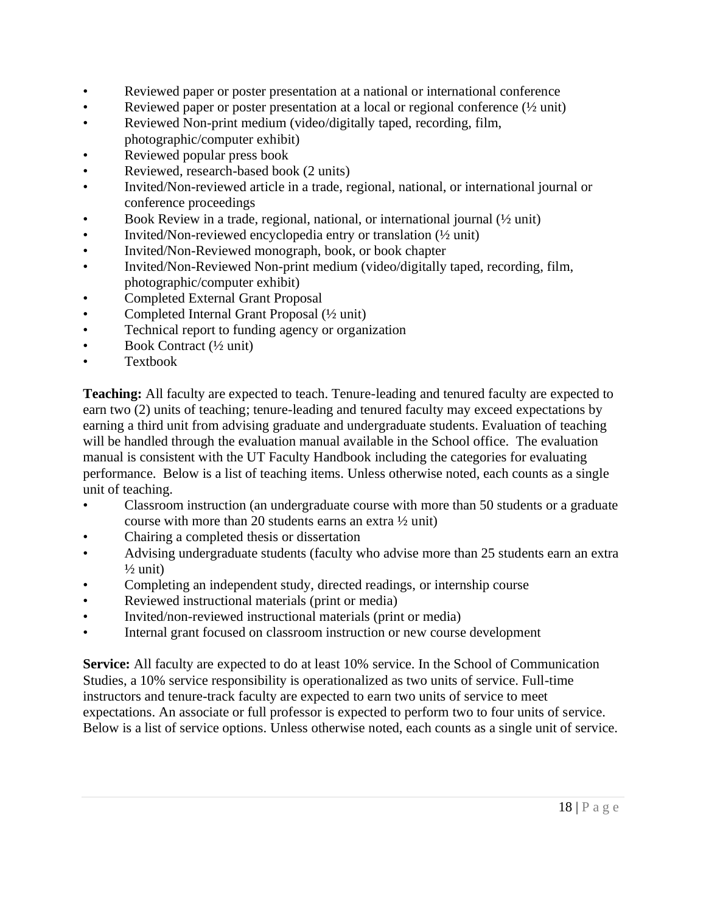- Reviewed paper or poster presentation at a national or international conference
- Reviewed paper or poster presentation at a local or regional conference (½ unit)
- Reviewed Non-print medium (video/digitally taped, recording, film, photographic/computer exhibit)
- Reviewed popular press book
- Reviewed, research-based book (2 units)
- Invited/Non-reviewed article in a trade, regional, national, or international journal or conference proceedings
- Book Review in a trade, regional, national, or international journal (½ unit)
- Invited/Non-reviewed encyclopedia entry or translation (½ unit)
- Invited/Non-Reviewed monograph, book, or book chapter
- Invited/Non-Reviewed Non-print medium (video/digitally taped, recording, film, photographic/computer exhibit)
- Completed External Grant Proposal
- Completed Internal Grant Proposal (½ unit)
- Technical report to funding agency or organization
- Book Contract (½ unit)
- Textbook

**Teaching:** All faculty are expected to teach. Tenure-leading and tenured faculty are expected to earn two (2) units of teaching; tenure-leading and tenured faculty may exceed expectations by earning a third unit from advising graduate and undergraduate students. Evaluation of teaching will be handled through the evaluation manual available in the School office. The evaluation manual is consistent with the UT Faculty Handbook including the categories for evaluating performance. Below is a list of teaching items. Unless otherwise noted, each counts as a single unit of teaching.

- Classroom instruction (an undergraduate course with more than 50 students or a graduate course with more than 20 students earns an extra ½ unit)
- Chairing a completed thesis or dissertation
- Advising undergraduate students (faculty who advise more than 25 students earn an extra ½ unit)
- Completing an independent study, directed readings, or internship course
- Reviewed instructional materials (print or media)
- Invited/non-reviewed instructional materials (print or media)
- Internal grant focused on classroom instruction or new course development

**Service:** All faculty are expected to do at least 10% service. In the School of Communication Studies, a 10% service responsibility is operationalized as two units of service. Full-time instructors and tenure-track faculty are expected to earn two units of service to meet expectations. An associate or full professor is expected to perform two to four units of service. Below is a list of service options. Unless otherwise noted, each counts as a single unit of service.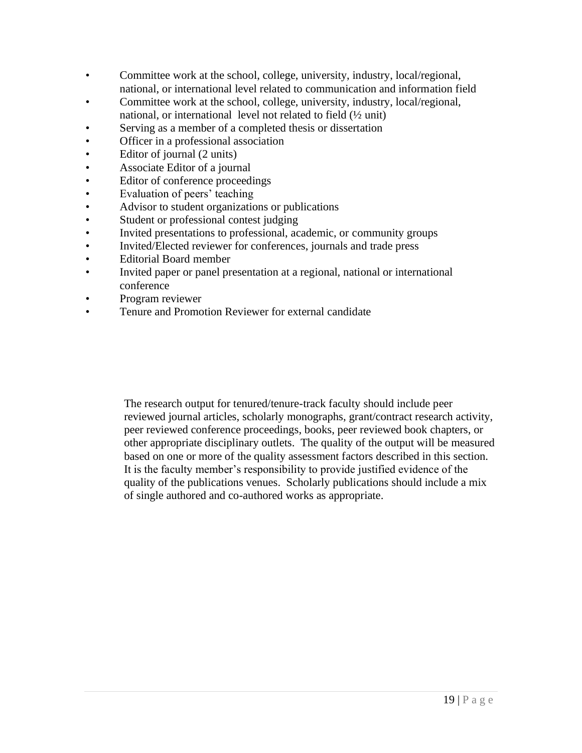- Committee work at the school, college, university, industry, local/regional, national, or international level related to communication and information field
- Committee work at the school, college, university, industry, local/regional, national, or international level not related to field (½ unit)
- Serving as a member of a completed thesis or dissertation
- Officer in a professional association
- Editor of journal (2 units)
- Associate Editor of a journal
- Editor of conference proceedings
- Evaluation of peers' teaching
- Advisor to student organizations or publications
- Student or professional contest judging
- Invited presentations to professional, academic, or community groups
- Invited/Elected reviewer for conferences, journals and trade press
- Editorial Board member
- Invited paper or panel presentation at a regional, national or international conference
- Program reviewer
- Tenure and Promotion Reviewer for external candidate

The research output for tenured/tenure-track faculty should include peer reviewed journal articles, scholarly monographs, grant/contract research activity, peer reviewed conference proceedings, books, peer reviewed book chapters, or other appropriate disciplinary outlets. The quality of the output will be measured based on one or more of the quality assessment factors described in this section. It is the faculty member's responsibility to provide justified evidence of the quality of the publications venues. Scholarly publications should include a mix of single authored and co-authored works as appropriate.